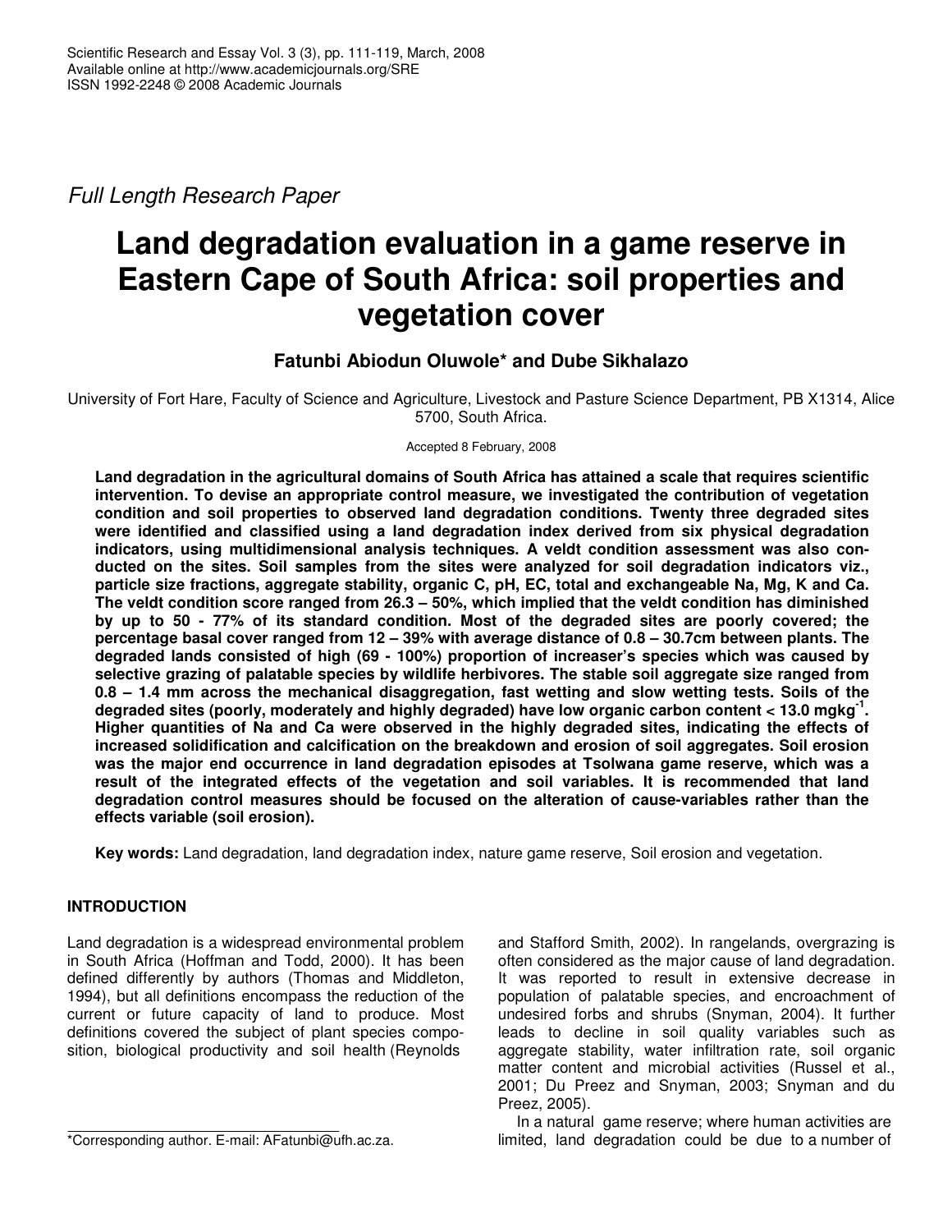*Full Length Research Paper*

# Land degradation evaluation in a game reserve in Eastern Cape of South Africa: soil properties and vegetation cover

**Fatunbi Abiodun Oluwole\* and Dube Sikhalazo**

University of Fort Hare, Faculty of Science and Agriculture, Livestock and Pasture Science Department, PB X1314, Alice 5700, South Africa.

Accepted 8 February, 2008

**Land degradation in the agricultural domains of South Africa has attained a scale that requires scientific intervention. To devise an appropriate control measure, we investigated the contribution of vegetation condition and soil properties to observed land degradation conditions. Twenty three degraded sites were identified and classified using a land degradation index derived from six physical degradation indicators, using multidimensional analysis techniques. A veldt condition assessment was also conducted on the sites. Soil samples from the sites were analyzed for soil degradation indicators viz., particle size fractions, aggregate stability, organic C, pH, EC, total and exchangeable Na, Mg, K and Ca. The veldt condition score ranged from 26.3 – 50%, which implied that the veldt condition has diminished by up to 50 - 77% of its standard condition. Most of the degraded sites are poorly covered; the percentage basal cover ranged from 12 – 39% with average distance of 0.8 – 30.7cm between plants. The degraded lands consisted of high (69 - 100%) proportion of increaser's species which was caused by selective grazing of palatable species by wildlife herbivores. The stable soil aggregate size ranged from 0.8 – 1.4 mm across the mechanical disaggregation, fast wetting and slow wetting tests. Soils of the degraded sites (poorly, moderately and highly degraded) have low organic carbon content < 13.0 mgkg$^{-1}$. Higher quantities of Na and Ca were observed in the highly degraded sites, indicating the effects of increased solidification and calcification on the breakdown and erosion of soil aggregates. Soil erosion was the major end occurrence in land degradation episodes at Tsolwana game reserve, which was a result of the integrated effects of the vegetation and soil variables. It is recommended that land degradation control measures should be focused on the alteration of cause-variables rather than the effects variable (soil erosion).**

**Key words:** Land degradation, land degradation index, nature game reserve, Soil erosion and vegetation.

## INTRODUCTION

Land degradation is a widespread environmental problem in South Africa (Hoffman and Todd, 2000). It has been defined differently by authors (Thomas and Middleton, 1994), but all definitions encompass the reduction of the current or future capacity of land to produce. Most definitions covered the subject of plant species composition, biological productivity and soil health (Reynolds and Stafford Smith, 2002). In rangelands, overgrazing is often considered as the major cause of land degradation. It was reported to result in extensive decrease in population of palatable species, and encroachment of undesired forbs and shrubs (Snyman, 2004). It further leads to decline in soil quality variables such as aggregate stability, water infiltration rate, soil organic matter content and microbial activities (Russel et al., 2001; Du Preez and Snyman, 2003; Snyman and du Preez, 2005).

In a natural game reserve; where human activities are limited, land degradation could be due to a number of

\*Corresponding author. E-mail: AFatunbi@ufh.ac.za.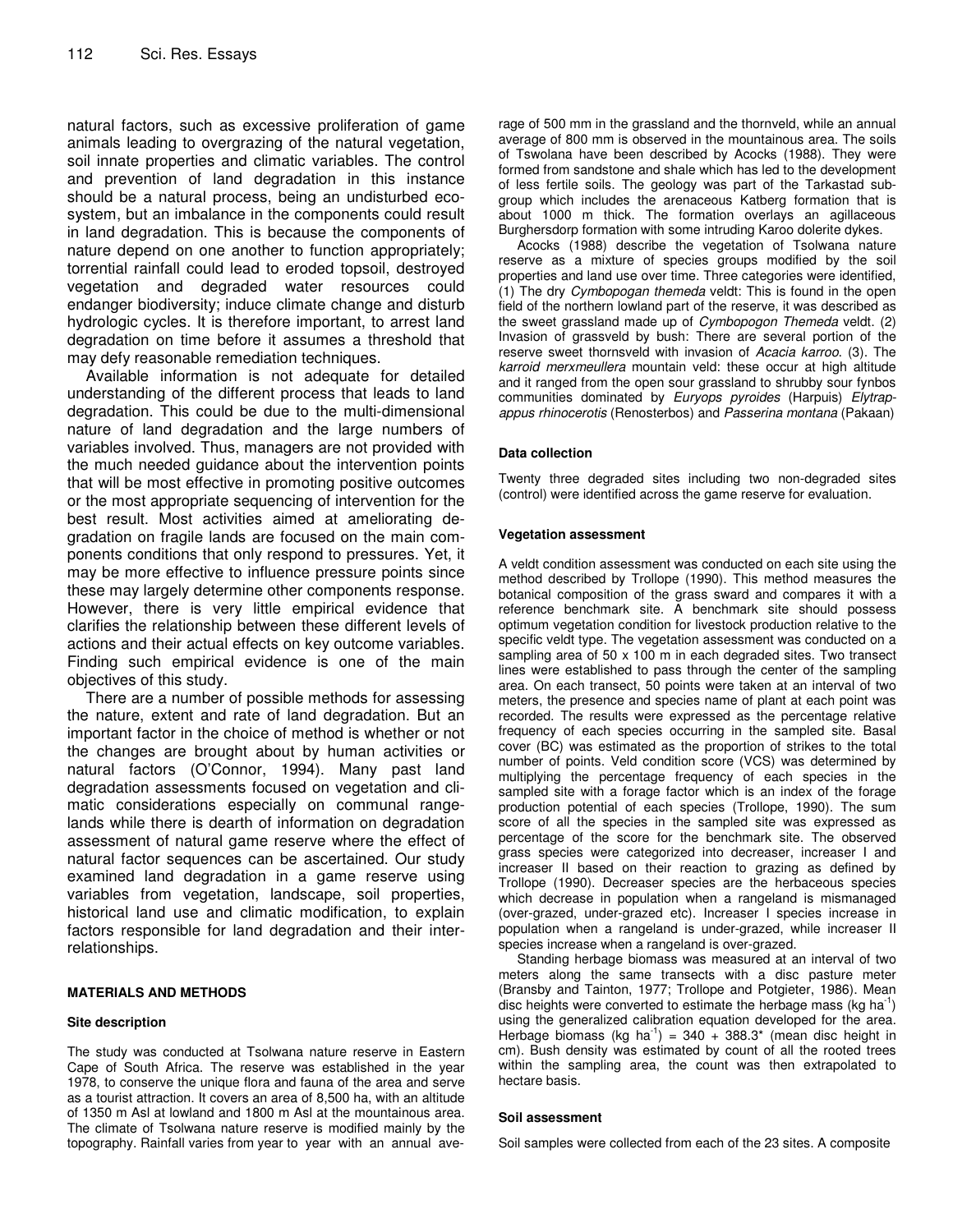natural factors, such as excessive proliferation of game animals leading to overgrazing of the natural vegetation, soil innate properties and climatic variables. The control and prevention of land degradation in this instance should be a natural process, being an undisturbed ecosystem, but an imbalance in the components could result in land degradation. This is because the components of nature depend on one another to function appropriately; torrential rainfall could lead to eroded topsoil, destroyed vegetation and degraded water resources could endanger biodiversity; induce climate change and disturb hydrologic cycles. It is therefore important, to arrest land degradation on time before it assumes a threshold that may defy reasonable remediation techniques.

Available information is not adequate for detailed understanding of the different process that leads to land degradation. This could be due to the multi-dimensional nature of land degradation and the large numbers of variables involved. Thus, managers are not provided with the much needed guidance about the intervention points that will be most effective in promoting positive outcomes or the most appropriate sequencing of intervention for the best result. Most activities aimed at ameliorating degradation on fragile lands are focused on the main components conditions that only respond to pressures. Yet, it may be more effective to influence pressure points since these may largely determine other components response. However, there is very little empirical evidence that clarifies the relationship between these different levels of actions and their actual effects on key outcome variables. Finding such empirical evidence is one of the main objectives of this study.

There are a number of possible methods for assessing the nature, extent and rate of land degradation. But an important factor in the choice of method is whether or not the changes are brought about by human activities or natural factors (O'Connor, 1994). Many past land degradation assessments focused on vegetation and climatic considerations especially on communal rangelands while there is dearth of information on degradation assessment of natural game reserve where the effect of natural factor sequences can be ascertained. Our study examined land degradation in a game reserve using variables from vegetation, landscape, soil properties, historical land use and climatic modification, to explain factors responsible for land degradation and their interrelationships.

## MATERIALS AND METHODS

### Site description

The study was conducted at Tsolwana nature reserve in Eastern Cape of South Africa. The reserve was established in the year 1978, to conserve the unique flora and fauna of the area and serve as a tourist attraction. It covers an area of 8,500 ha, with an altitude of 1350 m Asl at lowland and 1800 m Asl at the mountainous area. The climate of Tsolwana nature reserve is modified mainly by the topography. Rainfall varies from year to year with an annual average of 500 mm in the grassland and the thornveld, while an annual average of 800 mm is observed in the mountainous area. The soils of Tswolana have been described by Acocks (1988). They were formed from sandstone and shale which has led to the development of less fertile soils. The geology was part of the Tarkastad subgroup which includes the arenaceous Katberg formation that is about 1000 m thick. The formation overlays an agillaceous Burghersdorp formation with some intruding Karoo dolerite dykes.

Acocks (1988) describe the vegetation of Tsolwana nature reserve as a mixture of species groups modified by the soil properties and land use over time. Three categories were identified, (1) The dry *Cymbopogan themeda* veldt: This is found in the open field of the northern lowland part of the reserve, it was described as the sweet grassland made up of *Cymbopogon Themeda* veldt. (2) Invasion of grassveld by bush: There are several portion of the reserve sweet thornsveld with invasion of *Acacia karroo*. (3). The *karroid merxmeullera* mountain veld: these occur at high altitude and it ranged from the open sour grassland to shrubby sour fynbos communities dominated by *Euryops pyroides* (Harpuis) *Elytrappus rhinocerotis* (Renosterbos) and *Passerina montana* (Pakaan)

### Data collection

Twenty three degraded sites including two non-degraded sites (control) were identified across the game reserve for evaluation.

### Vegetation assessment

A veldt condition assessment was conducted on each site using the method described by Trollope (1990). This method measures the botanical composition of the grass sward and compares it with a reference benchmark site. A benchmark site should possess optimum vegetation condition for livestock production relative to the specific veldt type. The vegetation assessment was conducted on a sampling area of 50 x 100 m in each degraded sites. Two transect lines were established to pass through the center of the sampling area. On each transect, 50 points were taken at an interval of two meters, the presence and species name of plant at each point was recorded. The results were expressed as the percentage relative frequency of each species occurring in the sampled site. Basal cover (BC) was estimated as the proportion of strikes to the total number of points. Veld condition score (VCS) was determined by multiplying the percentage frequency of each species in the sampled site with a forage factor which is an index of the forage production potential of each species (Trollope, 1990). The sum score of all the species in the sampled site was expressed as percentage of the score for the benchmark site. The observed grass species were categorized into decreaser, increaser I and increaser II based on their reaction to grazing as defined by Trollope (1990). Decreaser species are the herbaceous species which decrease in population when a rangeland is mismanaged (over-grazed, under-grazed etc). Increaser I species increase in population when a rangeland is under-grazed, while increaser II species increase when a rangeland is over-grazed.

Standing herbage biomass was measured at an interval of two meters along the same transects with a disc pasture meter (Bransby and Tainton, 1977; Trollope and Potgieter, 1986). Mean disc heights were converted to estimate the herbage mass (kg $ha^{-1}$) using the generalized calibration equation developed for the area. Herbage biomass (kg $ha^{-1}$) = 340 + 388.3* (mean disc height in cm). Bush density was estimated by count of all the rooted trees within the sampling area, the count was then extrapolated to hectare basis.

### Soil assessment

Soil samples were collected from each of the 23 sites. A composite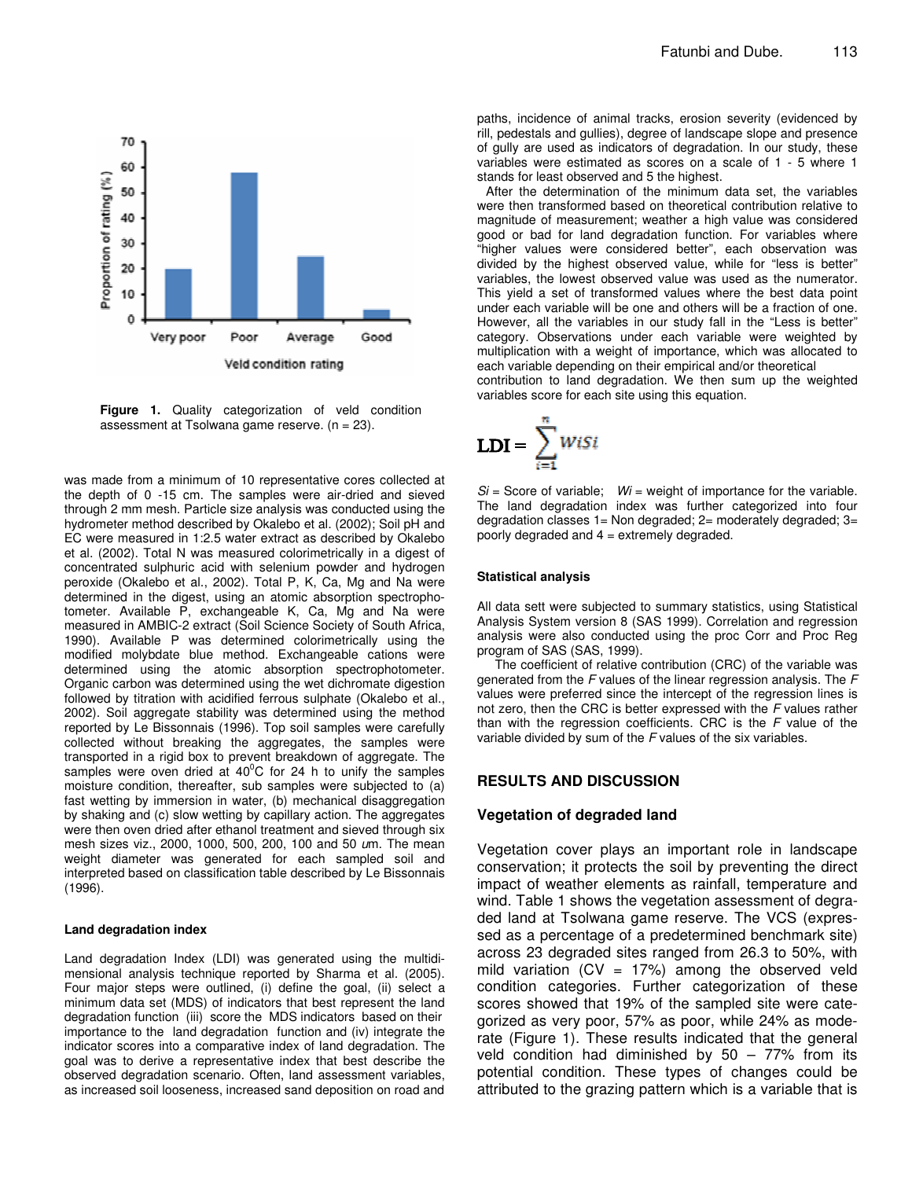70
60
50
40
30
20
10
0
Proportion of rating (%)
Very poor
Poor
Average
Good
Veld condition rating

**Figure 1.** Quality categorization of veld condition assessment at Tsolwana game reserve. (n = 23).

was made from a minimum of 10 representative cores collected at the depth of 0 -15 cm. The samples were air-dried and sieved through 2 mm mesh. Particle size analysis was conducted using the hydrometer method described by Okalebo et al. (2002); Soil pH and EC were measured in 1:2.5 water extract as described by Okalebo et al. (2002). Total N was measured colorimetrically in a digest of concentrated sulphuric acid with selenium powder and hydrogen peroxide (Okalebo et al., 2002). Total P, K, Ca, Mg and Na were determined in the digest, using an atomic absorption spectrophotometer. Available P, exchangeable K, Ca, Mg and Na were measured in AMBIC-2 extract (Soil Science Society of South Africa, 1990). Available P was determined colorimetrically using the modified molybdate blue method. Exchangeable cations were determined using the atomic absorption spectrophotometer. Organic carbon was determined using the wet dichromate digestion followed by titration with acidified ferrous sulphate (Okalebo et al., 2002). Soil aggregate stability was determined using the method reported by Le Bissonnais (1996). Top soil samples were carefully collected without breaking the aggregates, the samples were transported in a rigid box to prevent breakdown of aggregate. The samples were oven dried at $40^0$C for 24 h to unify the samples moisture condition, thereafter, sub samples were subjected to (a) fast wetting by immersion in water, (b) mechanical disaggregation by shaking and (c) slow wetting by capillary action. The aggregates were then oven dried after ethanol treatment and sieved through six mesh sizes viz., 2000, 1000, 500, 200, 100 and 50 *u*m. The mean weight diameter was generated for each sampled soil and interpreted based on classification table described by Le Bissonnais (1996).

### Land degradation index

Land degradation Index (LDI) was generated using the multidimensional analysis technique reported by Sharma et al. (2005). Four major steps were outlined, (i) define the goal, (ii) select a minimum data set (MDS) of indicators that best represent the land degradation function (iii) score the MDS indicators based on their importance to the land degradation function and (iv) integrate the indicator scores into a comparative index of land degradation. The goal was to derive a representative index that best describe the observed degradation scenario. Often, land assessment variables, as increased soil looseness, increased sand deposition on road and paths, incidence of animal tracks, erosion severity (evidenced by rill, pedestals and gullies), degree of landscape slope and presence of gully are used as indicators of degradation. In our study, these variables were estimated as scores on a scale of 1 - 5 where 1 stands for least observed and 5 the highest.

After the determination of the minimum data set, the variables were then transformed based on theoretical contribution relative to magnitude of measurement; weather a high value was considered good or bad for land degradation function. For variables where "higher values were considered better", each observation was divided by the highest observed value, while for "less is better" variables, the lowest observed value was used as the numerator. This yield a set of transformed values where the best data point under each variable will be one and others will be a fraction of one. However, all the variables in our study fall in the "Less is better" category. Observations under each variable were weighted by multiplication with a weight of importance, which was allocated to each variable depending on their empirical and/or theoretical contribution to land degradation. We then sum up the weighted variables score for each site using this equation.

$$\text{LDI} = \sum_{i=1}^{n} WiSi$$

$Si$ = Score of variable; $Wi$ = weight of importance for the variable. The land degradation index was further categorized into four degradation classes 1= Non degraded; 2= moderately degraded; 3= poorly degraded and 4 = extremely degraded.

### Statistical analysis

All data sett were subjected to summary statistics, using Statistical Analysis System version 8 (SAS 1999). Correlation and regression analysis were also conducted using the proc Corr and Proc Reg program of SAS (SAS, 1999).

The coefficient of relative contribution (CRC) of the variable was generated from the *F* values of the linear regression analysis. The *F* values were preferred since the intercept of the regression lines is not zero, then the CRC is better expressed with the *F* values rather than with the regression coefficients. CRC is the *F* value of the variable divided by sum of the *F* values of the six variables.

## RESULTS AND DISCUSSION

### Vegetation of degraded land

Vegetation cover plays an important role in landscape conservation; it protects the soil by preventing the direct impact of weather elements as rainfall, temperature and wind. Table 1 shows the vegetation assessment of degraded land at Tsolwana game reserve. The VCS (expressed as a percentage of a predetermined benchmark site) across 23 degraded sites ranged from 26.3 to 50%, with mild variation (CV = 17%) among the observed veld condition categories. Further categorization of these scores showed that 19% of the sampled site were categorized as very poor, 57% as poor, while 24% as moderate (Figure 1). These results indicated that the general veld condition had diminished by 50 – 77% from its potential condition. These types of changes could be attributed to the grazing pattern which is a variable that is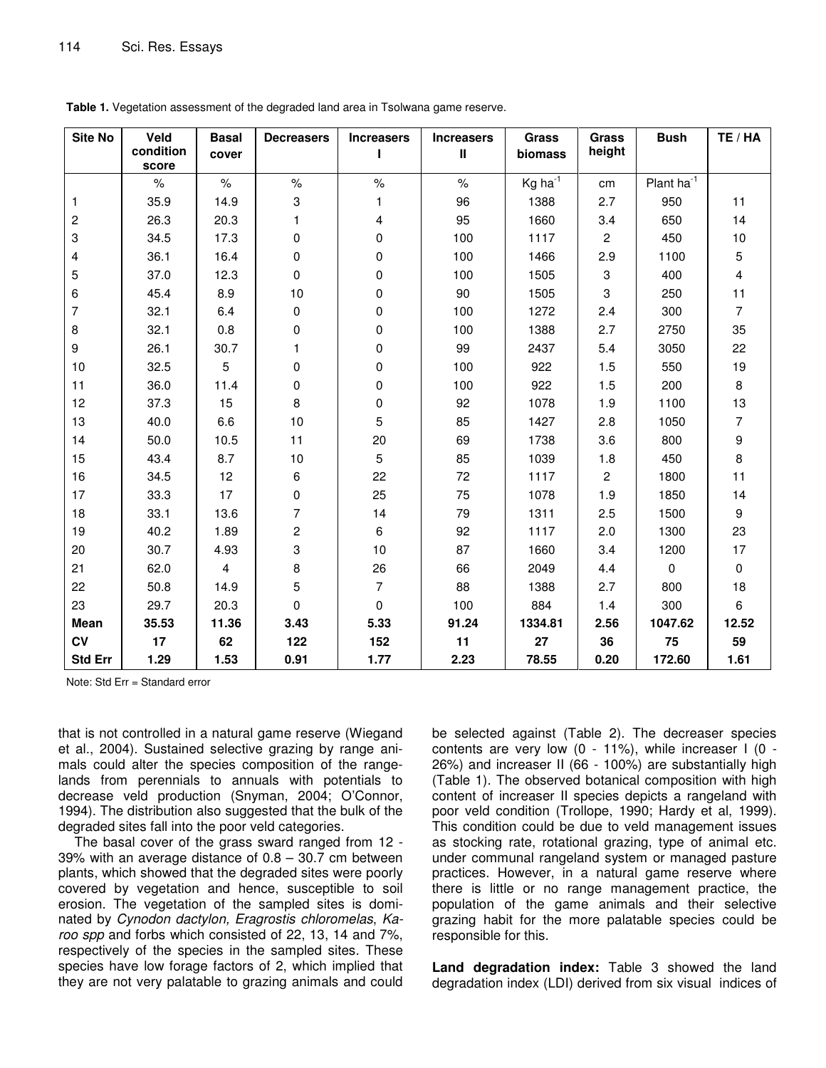**Table 1.** Vegetation assessment of the degraded land area in Tsolwana game reserve.

| Site No | Veld condition score | Basal cover | Decreasers | Increasers I | Increasers II | Grass biomass | Grass height | Bush | TE / HA |
|---|---|---|---|---|---|---|---|---|---|
| | % | % | % | % | % | Kg $ha^{-1}$ | cm | Plant $ha^{-1}$ | |
| 1 | 35.9 | 14.9 | 3 | 1 | 96 | 1388 | 2.7 | 950 | 11 |
| 2 | 26.3 | 20.3 | 1 | 4 | 95 | 1660 | 3.4 | 650 | 14 |
| 3 | 34.5 | 17.3 | 0 | 0 | 100 | 1117 | 2 | 450 | 10 |
| 4 | 36.1 | 16.4 | 0 | 0 | 100 | 1466 | 2.9 | 1100 | 5 |
| 5 | 37.0 | 12.3 | 0 | 0 | 100 | 1505 | 3 | 400 | 4 |
| 6 | 45.4 | 8.9 | 10 | 0 | 90 | 1505 | 3 | 250 | 11 |
| 7 | 32.1 | 6.4 | 0 | 0 | 100 | 1272 | 2.4 | 300 | 7 |
| 8 | 32.1 | 0.8 | 0 | 0 | 100 | 1388 | 2.7 | 2750 | 35 |
| 9 | 26.1 | 30.7 | 1 | 0 | 99 | 2437 | 5.4 | 3050 | 22 |
| 10 | 32.5 | 5 | 0 | 0 | 100 | 922 | 1.5 | 550 | 19 |
| 11 | 36.0 | 11.4 | 0 | 0 | 100 | 922 | 1.5 | 200 | 8 |
| 12 | 37.3 | 15 | 8 | 0 | 92 | 1078 | 1.9 | 1100 | 13 |
| 13 | 40.0 | 6.6 | 10 | 5 | 85 | 1427 | 2.8 | 1050 | 7 |
| 14 | 50.0 | 10.5 | 11 | 20 | 69 | 1738 | 3.6 | 800 | 9 |
| 15 | 43.4 | 8.7 | 10 | 5 | 85 | 1039 | 1.8 | 450 | 8 |
| 16 | 34.5 | 12 | 6 | 22 | 72 | 1117 | 2 | 1800 | 11 |
| 17 | 33.3 | 17 | 0 | 25 | 75 | 1078 | 1.9 | 1850 | 14 |
| 18 | 33.1 | 13.6 | 7 | 14 | 79 | 1311 | 2.5 | 1500 | 9 |
| 19 | 40.2 | 1.89 | 2 | 6 | 92 | 1117 | 2.0 | 1300 | 23 |
| 20 | 30.7 | 4.93 | 3 | 10 | 87 | 1660 | 3.4 | 1200 | 17 |
| 21 | 62.0 | 4 | 8 | 26 | 66 | 2049 | 4.4 | 0 | 0 |
| 22 | 50.8 | 14.9 | 5 | 7 | 88 | 1388 | 2.7 | 800 | 18 |
| 23 | 29.7 | 20.3 | 0 | 0 | 100 | 884 | 1.4 | 300 | 6 |
| **Mean** | **35.53** | **11.36** | **3.43** | **5.33** | **91.24** | **1334.81** | **2.56** | **1047.62** | **12.52** |
| **CV** | **17** | **62** | **122** | **152** | **11** | **27** | **36** | **75** | **59** |
| **Std Err** | **1.29** | **1.53** | **0.91** | **1.77** | **2.23** | **78.55** | **0.20** | **172.60** | **1.61** |

Note: Std Err = Standard error

that is not controlled in a natural game reserve (Wiegand et al., 2004). Sustained selective grazing by range animals could alter the species composition of the rangelands from perennials to annuals with potentials to decrease veld production (Snyman, 2004; O'Connor, 1994). The distribution also suggested that the bulk of the degraded sites fall into the poor veld categories.

The basal cover of the grass sward ranged from 12 - 39% with an average distance of 0.8 – 30.7 cm between plants, which showed that the degraded sites were poorly covered by vegetation and hence, susceptible to soil erosion. The vegetation of the sampled sites is dominated by *Cynodon dactylon, Eragrostis chloromelas*, *Karoo spp* and forbs which consisted of 22, 13, 14 and 7%, respectively of the species in the sampled sites. These species have low forage factors of 2, which implied that they are not very palatable to grazing animals and could be selected against (Table 2). The decreaser species contents are very low (0 - 11%), while increaser I (0 - 26%) and increaser II (66 - 100%) are substantially high (Table 1). The observed botanical composition with high content of increaser II species depicts a rangeland with poor veld condition (Trollope, 1990; Hardy et al, 1999). This condition could be due to veld management issues as stocking rate, rotational grazing, type of animal etc. under communal rangeland system or managed pasture practices. However, in a natural game reserve where there is little or no range management practice, the population of the game animals and their selective grazing habit for the more palatable species could be responsible for this.

**Land degradation index:** Table 3 showed the land degradation index (LDI) derived from six visual indices of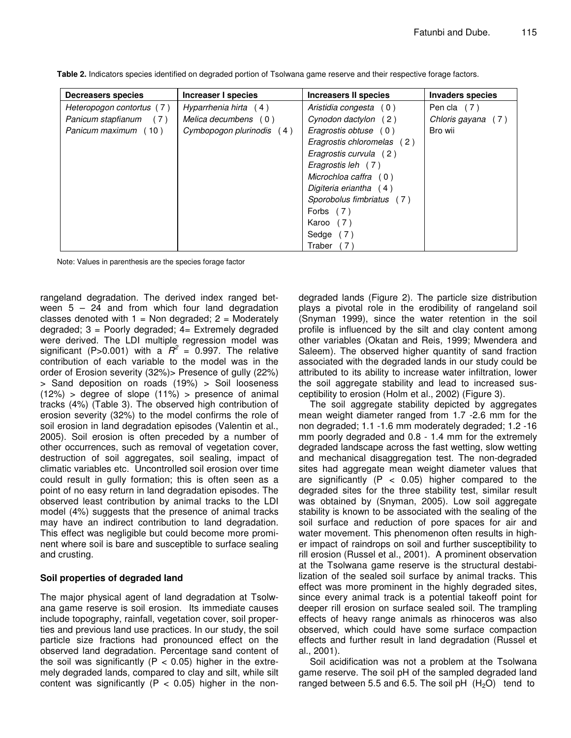**Table 2.** Indicators species identified on degraded portion of Tsolwana game reserve and their respective forage factors.

| Decreasers species | Increaser I species | Increasers II species | Invaders species |
|---|---|---|---|
| *Heteropogon contortus* ( 7 ) | *Hyparrhenia hirta* ( 4 ) | *Aristidia congesta* ( 0 ) | Pen cla ( 7 ) |
| *Panicum stapfianum* ( 7 ) | *Melica decumbens* ( 0 ) | *Cynodon dactylon* ( 2 ) | *Chloris gayana* ( 7 ) |
| *Panicum maximum* ( 10 ) | *Cymbopogon plurinodis* ( 4 ) | *Eragrostis obtuse* ( 0 ) | Bro wii |
| | | *Eragrostis chloromelas* ( 2 ) | |
| | | *Eragrostis curvula* ( 2 ) | |
| | | *Eragrostis leh* ( 7 ) | |
| | | *Microchloa caffra* ( 0 ) | |
| | | *Digiteria eriantha* ( 4 ) | |
| | | *Sporobolus fimbriatus* ( 7 ) | |
| | | Forbs ( 7 ) | |
| | | Karoo ( 7 ) | |
| | | Sedge ( 7 ) | |
| | | Traber ( 7 ) | |

Note: Values in parenthesis are the species forage factor

rangeland degradation. The derived index ranged between 5 – 24 and from which four land degradation classes denoted with 1 = Non degraded; 2 = Moderately degraded; 3 = Poorly degraded; 4= Extremely degraded were derived. The LDI multiple regression model was significant (P>0.001) with a $R^2$ = 0.997. The relative contribution of each variable to the model was in the order of Erosion severity (32%)> Presence of gully (22%) > Sand deposition on roads (19%) > Soil looseness (12%) > degree of slope (11%) > presence of animal tracks (4%) (Table 3). The observed high contribution of erosion severity (32%) to the model confirms the role of soil erosion in land degradation episodes (Valentin et al., 2005). Soil erosion is often preceded by a number of other occurrences, such as removal of vegetation cover, destruction of soil aggregates, soil sealing, impact of climatic variables etc. Uncontrolled soil erosion over time could result in gully formation; this is often seen as a point of no easy return in land degradation episodes. The observed least contribution by animal tracks to the LDI model (4%) suggests that the presence of animal tracks may have an indirect contribution to land degradation. This effect was negligible but could become more prominent where soil is bare and susceptible to surface sealing and crusting.

## Soil properties of degraded land

The major physical agent of land degradation at Tsolwana game reserve is soil erosion. Its immediate causes include topography, rainfall, vegetation cover, soil properties and previous land use practices. In our study, the soil particle size fractions had pronounced effect on the observed land degradation. Percentage sand content of the soil was significantly ($P < 0.05$) higher in the extremely degraded lands, compared to clay and silt, while silt content was significantly ($P < 0.05$) higher in the non-degraded lands (Figure 2). The particle size distribution plays a pivotal role in the erodibility of rangeland soil (Snyman 1999), since the water retention in the soil profile is influenced by the silt and clay content among other variables (Okatan and Reis, 1999; Mwendera and Saleem). The observed higher quantity of sand fraction associated with the degraded lands in our study could be attributed to its ability to increase water infiltration, lower the soil aggregate stability and lead to increased susceptibility to erosion (Holm et al., 2002) (Figure 3).

The soil aggregate stability depicted by aggregates mean weight diameter ranged from 1.7 -2.6 mm for the non degraded; 1.1 -1.6 mm moderately degraded; 1.2 -16 mm poorly degraded and 0.8 - 1.4 mm for the extremely degraded landscape across the fast wetting, slow wetting and mechanical disaggregation test. The non-degraded sites had aggregate mean weight diameter values that are significantly ($P < 0.05$) higher compared to the degraded sites for the three stability test, similar result was obtained by (Snyman, 2005). Low soil aggregate stability is known to be associated with the sealing of the soil surface and reduction of pore spaces for air and water movement. This phenomenon often results in higher impact of raindrops on soil and further susceptibility to rill erosion (Russel et al., 2001). A prominent observation at the Tsolwana game reserve is the structural destabilization of the sealed soil surface by animal tracks. This effect was more prominent in the highly degraded sites, since every animal track is a potential takeoff point for deeper rill erosion on surface sealed soil. The trampling effects of heavy range animals as rhinoceros was also observed, which could have some surface compaction effects and further result in land degradation (Russel et al., 2001).

Soil acidification was not a problem at the Tsolwana game reserve. The soil pH of the sampled degraded land ranged between 5.5 and 6.5. The soil pH ($H_2O$) tend to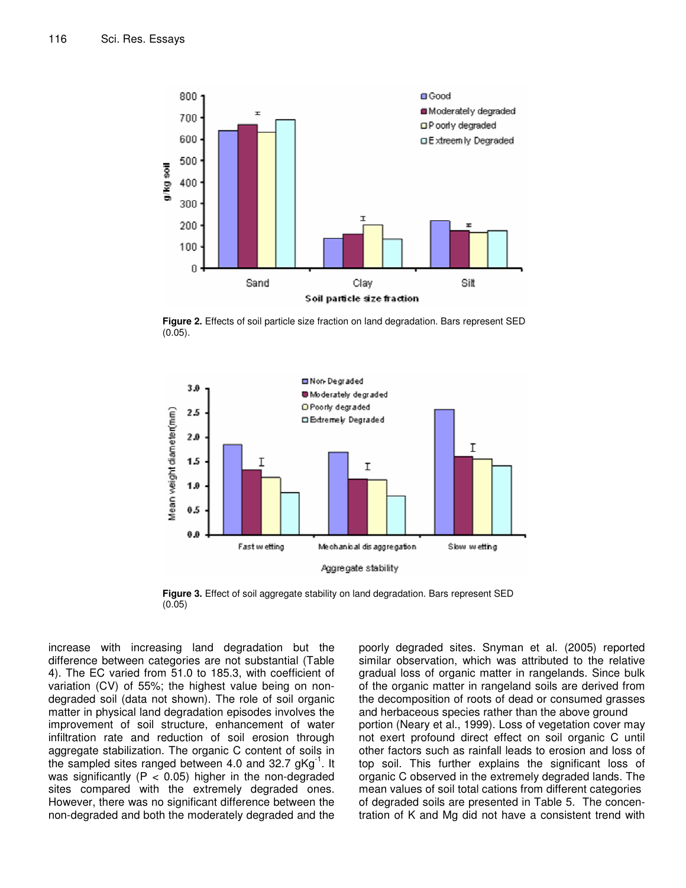800
700
600
500
400
300
200
100
0

g/kg soil

Good
Moderately degraded
Poorly degraded
Extreemly Degraded

Sand
Clay
Silt

Soil particle size fraction

**Figure 2.** Effects of soil particle size fraction on land degradation. Bars represent SED (0.05).

3.0
2.5
2.0
1.5
1.0
0.5
0.0

Mean weight diameter(mm)

Non-Degraded
Moderately degraded
Poorly degraded
Extremely Degraded

Fast wetting
Mechanical dis aggregation
Slow wetting

Aggregate stability

**Figure 3.** Effect of soil aggregate stability on land degradation. Bars represent SED (0.05)

increase with increasing land degradation but the difference between categories are not substantial (Table 4). The EC varied from 51.0 to 185.3, with coefficient of variation (CV) of 55%; the highest value being on non-degraded soil (data not shown). The role of soil organic matter in physical land degradation episodes involves the improvement of soil structure, enhancement of water infiltration rate and reduction of soil erosion through aggregate stabilization. The organic C content of soils in the sampled sites ranged between 4.0 and 32.7 $gKg^{-1}$. It was significantly ($P < 0.05$) higher in the non-degraded sites compared with the extremely degraded ones. However, there was no significant difference between the non-degraded and both the moderately degraded and the poorly degraded sites. Snyman et al. (2005) reported similar observation, which was attributed to the relative gradual loss of organic matter in rangelands. Since bulk of the organic matter in rangeland soils are derived from the decomposition of roots of dead or consumed grasses and herbaceous species rather than the above ground portion (Neary et al., 1999). Loss of vegetation cover may not exert profound direct effect on soil organic C until other factors such as rainfall leads to erosion and loss of top soil. This further explains the significant loss of organic C observed in the extremely degraded lands. The mean values of soil total cations from different categories of degraded soils are presented in Table 5. The concentration of K and Mg did not have a consistent trend with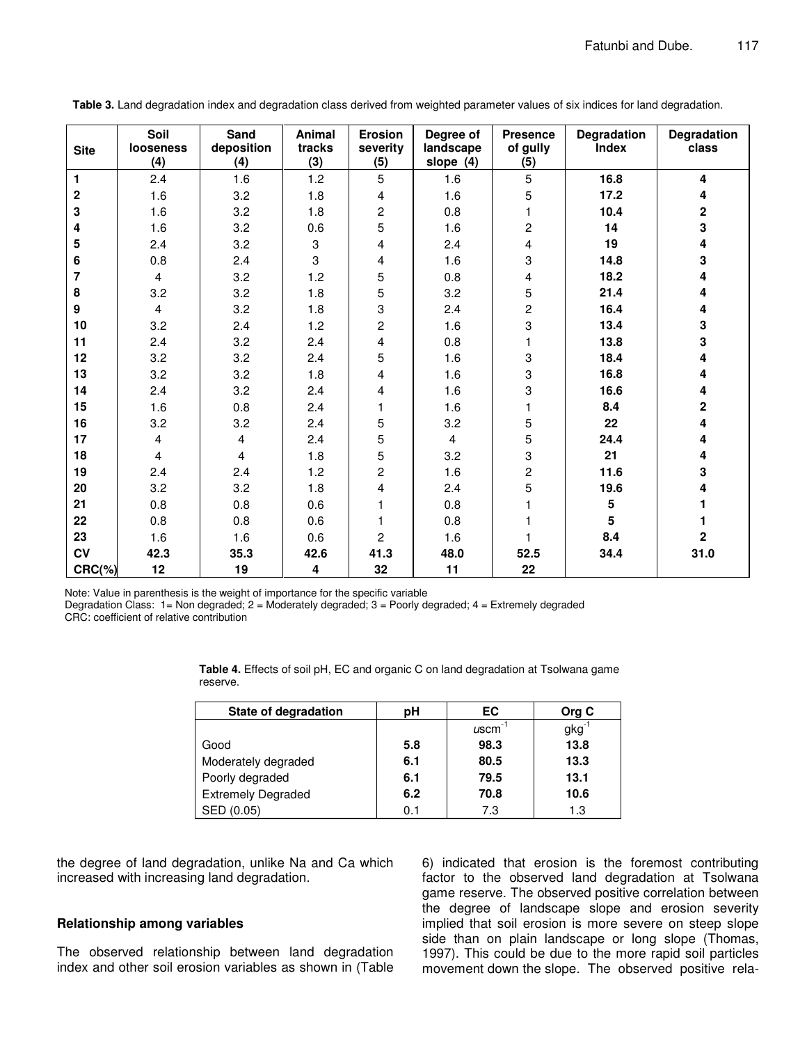**Table 3.** Land degradation index and degradation class derived from weighted parameter values of six indices for land degradation.

| Site | Soil looseness (4) | Sand deposition (4) | Animal tracks (3) | Erosion severity (5) | Degree of landscape slope (4) | Presence of gully (5) | Degradation Index | Degradation class |
|---|---|---|---|---|---|---|---|---|
| **1** | 2.4 | 1.6 | 1.2 | 5 | 1.6 | 5 | **16.8** | **4** |
| **2** | 1.6 | 3.2 | 1.8 | 4 | 1.6 | 5 | **17.2** | **4** |
| **3** | 1.6 | 3.2 | 1.8 | 2 | 0.8 | 1 | **10.4** | **2** |
| **4** | 1.6 | 3.2 | 0.6 | 5 | 1.6 | 2 | **14** | **3** |
| **5** | 2.4 | 3.2 | 3 | 4 | 2.4 | 4 | **19** | **4** |
| **6** | 0.8 | 2.4 | 3 | 4 | 1.6 | 3 | **14.8** | **3** |
| **7** | 4 | 3.2 | 1.2 | 5 | 0.8 | 4 | **18.2** | **4** |
| **8** | 3.2 | 3.2 | 1.8 | 5 | 3.2 | 5 | **21.4** | **4** |
| **9** | 4 | 3.2 | 1.8 | 3 | 2.4 | 2 | **16.4** | **4** |
| **10** | 3.2 | 2.4 | 1.2 | 2 | 1.6 | 3 | **13.4** | **3** |
| **11** | 2.4 | 3.2 | 2.4 | 4 | 0.8 | 1 | **13.8** | **3** |
| **12** | 3.2 | 3.2 | 2.4 | 5 | 1.6 | 3 | **18.4** | **4** |
| **13** | 3.2 | 3.2 | 1.8 | 4 | 1.6 | 3 | **16.8** | **4** |
| **14** | 2.4 | 3.2 | 2.4 | 4 | 1.6 | 3 | **16.6** | **4** |
| **15** | 1.6 | 0.8 | 2.4 | 1 | 1.6 | 1 | **8.4** | **2** |
| **16** | 3.2 | 3.2 | 2.4 | 5 | 3.2 | 5 | **22** | **4** |
| **17** | 4 | 4 | 2.4 | 5 | 4 | 5 | **24.4** | **4** |
| **18** | 4 | 4 | 1.8 | 5 | 3.2 | 3 | **21** | **4** |
| **19** | 2.4 | 2.4 | 1.2 | 2 | 1.6 | 2 | **11.6** | **3** |
| **20** | 3.2 | 3.2 | 1.8 | 4 | 2.4 | 5 | **19.6** | **4** |
| **21** | 0.8 | 0.8 | 0.6 | 1 | 0.8 | 1 | **5** | **1** |
| **22** | 0.8 | 0.8 | 0.6 | 1 | 0.8 | 1 | **5** | **1** |
| **23** | 1.6 | 1.6 | 0.6 | 2 | 1.6 | 1 | **8.4** | **2** |
| **CV** | **42.3** | **35.3** | **42.6** | **41.3** | **48.0** | **52.5** | **34.4** | **31.0** |
| **CRC(%)** | **12** | **19** | **4** | **32** | **11** | **22** | | |

Note: Value in parenthesis is the weight of importance for the specific variable
Degradation Class: 1= Non degraded; 2 = Moderately degraded; 3 = Poorly degraded; 4 = Extremely degraded
CRC: coefficient of relative contribution

**Table 4.** Effects of soil pH, EC and organic C on land degradation at Tsolwana game reserve.

| State of degradation | pH | EC | Org C |
|---|---|---|---|
| | | $u\text{scm}^{-1}$ | $\text{gkg}^{-1}$ |
| Good | **5.8** | **98.3** | **13.8** |
| Moderately degraded | **6.1** | **80.5** | **13.3** |
| Poorly degraded | **6.1** | **79.5** | **13.1** |
| Extremely Degraded | **6.2** | **70.8** | **10.6** |
| SED (0.05) | 0.1 | 7.3 | 1.3 |

the degree of land degradation, unlike Na and Ca which increased with increasing land degradation.

## Relationship among variables

The observed relationship between land degradation index and other soil erosion variables as shown in (Table 6) indicated that erosion is the foremost contributing factor to the observed land degradation at Tsolwana game reserve. The observed positive correlation between the degree of landscape slope and erosion severity implied that soil erosion is more severe on steep slope side than on plain landscape or long slope (Thomas, 1997). This could be due to the more rapid soil particles movement down the slope. The observed positive rela-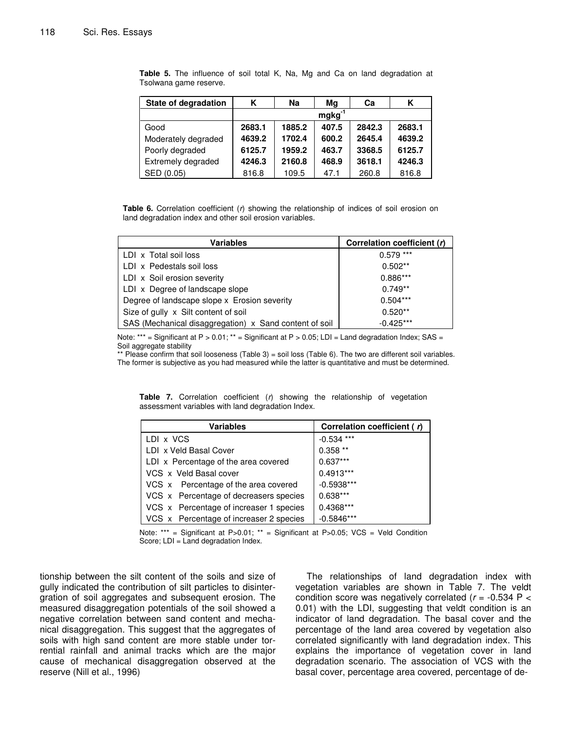**Table 5.** The influence of soil total K, Na, Mg and Ca on land degradation at Tsolwana game reserve.

| State of degradation | K | Na | Mg | Ca | K |
|---|---|---|---|---|---|
| | $mgkg^{-1}$ | | | | |
| Good | **2683.1** | **1885.2** | **407.5** | **2842.3** | **2683.1** |
| Moderately degraded | **4639.2** | **1702.4** | **600.2** | **2645.4** | **4639.2** |
| Poorly degraded | **6125.7** | **1959.2** | **463.7** | **3368.5** | **6125.7** |
| Extremely degraded | **4246.3** | **2160.8** | **468.9** | **3618.1** | **4246.3** |
| SED (0.05) | 816.8 | 109.5 | 47.1 | 260.8 | 816.8 |

**Table 6.** Correlation coefficient (*r*) showing the relationship of indices of soil erosion on land degradation index and other soil erosion variables.

| Variables | Correlation coefficient (*r*) |
|---|---|
| LDI x Total soil loss | 0.579 *** |
| LDI x Pedestals soil loss | 0.502** |
| LDI x Soil erosion severity | 0.886*** |
| LDI x Degree of landscape slope | 0.749** |
| Degree of landscape slope x Erosion severity | 0.504*** |
| Size of gully x Silt content of soil | 0.520** |
| SAS (Mechanical disaggregation) x Sand content of soil | -0.425*** |

Note: *** = Significant at P > 0.01; ** = Significant at P > 0.05; LDI = Land degradation Index; SAS = Soil aggregate stability

** Please confirm that soil looseness (Table 3) = soil loss (Table 6). The two are different soil variables. The former is subjective as you had measured while the latter is quantitative and must be determined.

**Table 7.** Correlation coefficient (*r*) showing the relationship of vegetation assessment variables with land degradation Index.

| Variables | Correlation coefficient ( *r*) |
|---|---|
| LDI x VCS | -0.534 *** |
| LDI x Veld Basal Cover | 0.358 ** |
| LDI x Percentage of the area covered | 0.637*** |
| VCS x Veld Basal cover | 0.4913*** |
| VCS x Percentage of the area covered | -0.5938*** |
| VCS x Percentage of decreasers species | 0.638*** |
| VCS x Percentage of increaser 1 species | 0.4368*** |
| VCS x Percentage of increaser 2 species | -0.5846*** |

Note: *** = Significant at P>0.01; ** = Significant at P>0.05; VCS = Veld Condition Score; LDI = Land degradation Index.

tionship between the silt content of the soils and size of gully indicated the contribution of silt particles to disintergration of soil aggregates and subsequent erosion. The measured disaggregation potentials of the soil showed a negative correlation between sand content and mechanical disaggregation. This suggest that the aggregates of soils with high sand content are more stable under torrential rainfall and animal tracks which are the major cause of mechanical disaggregation observed at the reserve (Nill et al., 1996)

The relationships of land degradation index with vegetation variables are shown in Table 7. The veldt condition score was negatively correlated ($r$ = -0.534 $P < 0.01$) with the LDI, suggesting that veldt condition is an indicator of land degradation. The basal cover and the percentage of the land area covered by vegetation also correlated significantly with land degradation index. This explains the importance of vegetation cover in land degradation scenario. The association of VCS with the basal cover, percentage area covered, percentage of de-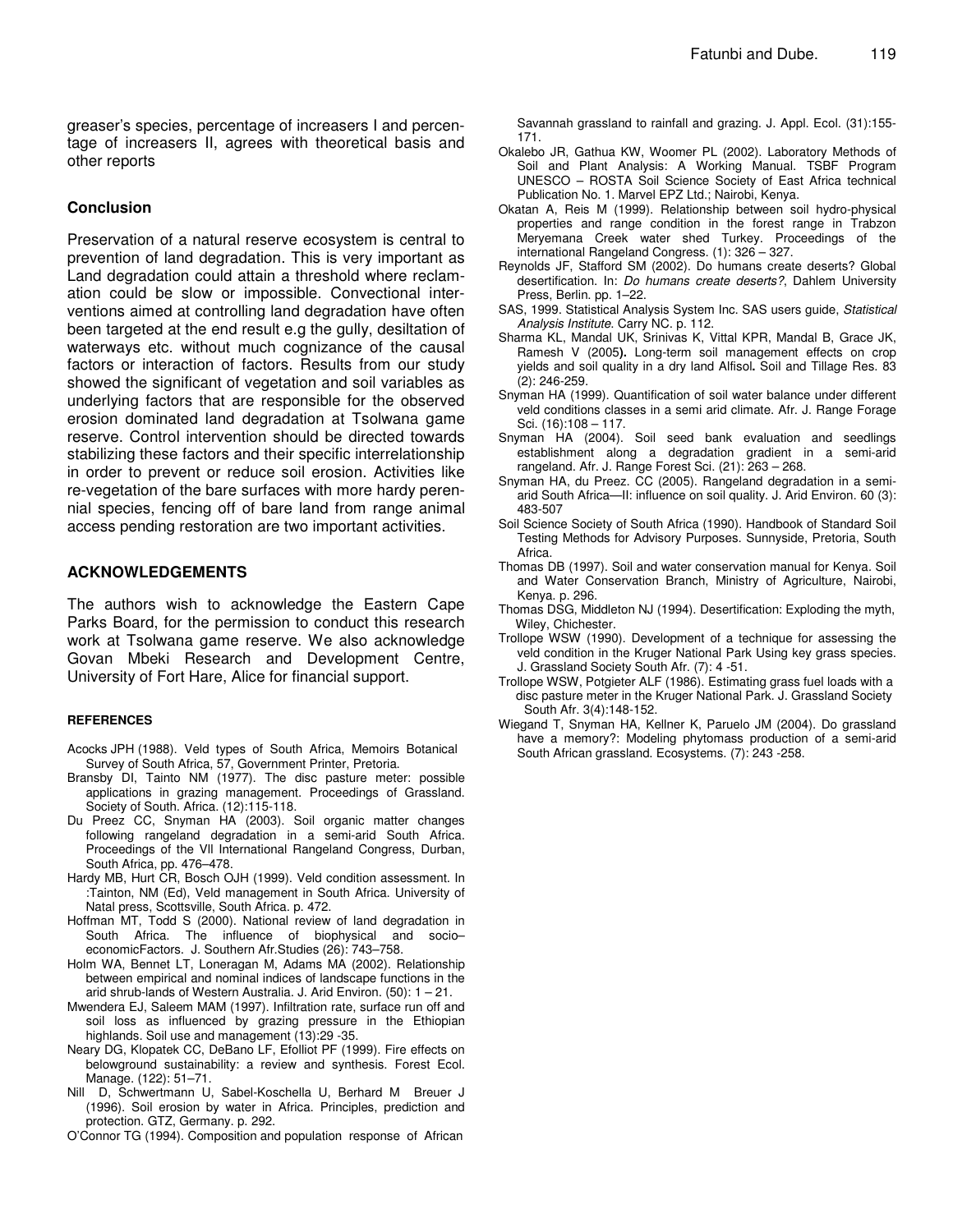greaser's species, percentage of increasers I and percentage of increasers II, agrees with theoretical basis and other reports

## Conclusion

Preservation of a natural reserve ecosystem is central to prevention of land degradation. This is very important as Land degradation could attain a threshold where reclamation could be slow or impossible. Convectional interventions aimed at controlling land degradation have often been targeted at the end result e.g the gully, desiltation of waterways etc. without much cognizance of the causal factors or interaction of factors. Results from our study showed the significant of vegetation and soil variables as underlying factors that are responsible for the observed erosion dominated land degradation at Tsolwana game reserve. Control intervention should be directed towards stabilizing these factors and their specific interrelationship in order to prevent or reduce soil erosion. Activities like re-vegetation of the bare surfaces with more hardy perennial species, fencing off of bare land from range animal access pending restoration are two important activities.

## ACKNOWLEDGEMENTS

The authors wish to acknowledge the Eastern Cape Parks Board, for the permission to conduct this research work at Tsolwana game reserve. We also acknowledge Govan Mbeki Research and Development Centre, University of Fort Hare, Alice for financial support.

## REFERENCES

Acocks JPH (1988). Veld types of South Africa, Memoirs Botanical Survey of South Africa, 57, Government Printer, Pretoria.

Bransby DI, Tainto NM (1977). The disc pasture meter: possible applications in grazing management. Proceedings of Grassland. Society of South. Africa. (12):115-118.

Du Preez CC, Snyman HA (2003). Soil organic matter changes following rangeland degradation in a semi-arid South Africa. Proceedings of the VII International Rangeland Congress, Durban, South Africa, pp. 476–478.

Hardy MB, Hurt CR, Bosch OJH (1999). Veld condition assessment. In :Tainton, NM (Ed), Veld management in South Africa. University of Natal press, Scottsville, South Africa. p. 472.

Hoffman MT, Todd S (2000). National review of land degradation in South Africa. The influence of biophysical and socio–economicFactors. J. Southern Afr.Studies (26): 743–758.

Holm WA, Bennet LT, Loneragan M, Adams MA (2002). Relationship between empirical and nominal indices of landscape functions in the arid shrub-lands of Western Australia. J. Arid Environ. (50): 1 – 21.

Mwendera EJ, Saleem MAM (1997). Infiltration rate, surface run off and soil loss as influenced by grazing pressure in the Ethiopian highlands. Soil use and management (13):29 -35.

Neary DG, Klopatek CC, DeBano LF, Efolliot PF (1999). Fire effects on belowground sustainability: a review and synthesis. Forest Ecol. Manage. (122): 51–71.

Nill D, Schwertmann U, Sabel-Koschella U, Berhard M Breuer J (1996). Soil erosion by water in Africa. Principles, prediction and protection. GTZ, Germany. p. 292.

O'Connor TG (1994). Composition and population response of African Savannah grassland to rainfall and grazing. J. Appl. Ecol. (31):155-171.

Okalebo JR, Gathua KW, Woomer PL (2002). Laboratory Methods of Soil and Plant Analysis: A Working Manual. TSBF Program UNESCO – ROSTA Soil Science Society of East Africa technical Publication No. 1. Marvel EPZ Ltd.; Nairobi, Kenya.

Okatan A, Reis M (1999). Relationship between soil hydro-physical properties and range condition in the forest range in Trabzon Meryemana Creek water shed Turkey. Proceedings of the international Rangeland Congress. (1): 326 – 327.

Reynolds JF, Stafford SM (2002). Do humans create deserts? Global desertification. In: *Do humans create deserts?*, Dahlem University Press, Berlin. pp. 1–22.

SAS, 1999. Statistical Analysis System Inc. SAS users guide, *Statistical Analysis Institute*. Carry NC. p. 112.

Sharma KL, Mandal UK, Srinivas K, Vittal KPR, Mandal B, Grace JK, Ramesh V (2005**).** Long-term soil management effects on crop yields and soil quality in a dry land Alfisol**.** Soil and Tillage Res. 83 (2): 246-259.

Snyman HA (1999). Quantification of soil water balance under different veld conditions classes in a semi arid climate. Afr. J. Range Forage Sci. (16):108 – 117.

Snyman HA (2004). Soil seed bank evaluation and seedlings establishment along a degradation gradient in a semi-arid rangeland. Afr. J. Range Forest Sci. (21): 263 – 268.

Snyman HA, du Preez. CC (2005). Rangeland degradation in a semi-arid South Africa—II: influence on soil quality. J. Arid Environ. 60 (3): 483-507

Soil Science Society of South Africa (1990). Handbook of Standard Soil Testing Methods for Advisory Purposes. Sunnyside, Pretoria, South Africa.

Thomas DB (1997). Soil and water conservation manual for Kenya. Soil and Water Conservation Branch, Ministry of Agriculture, Nairobi, Kenya. p. 296.

Thomas DSG, Middleton NJ (1994). Desertification: Exploding the myth, Wiley, Chichester.

Trollope WSW (1990). Development of a technique for assessing the veld condition in the Kruger National Park Using key grass species. J. Grassland Society South Afr. (7): 4 -51.

Trollope WSW, Potgieter ALF (1986). Estimating grass fuel loads with a disc pasture meter in the Kruger National Park. J. Grassland Society South Afr. 3(4):148-152.

Wiegand T, Snyman HA, Kellner K, Paruelo JM (2004). Do grassland have a memory?: Modeling phytomass production of a semi-arid South African grassland. Ecosystems. (7): 243 -258.